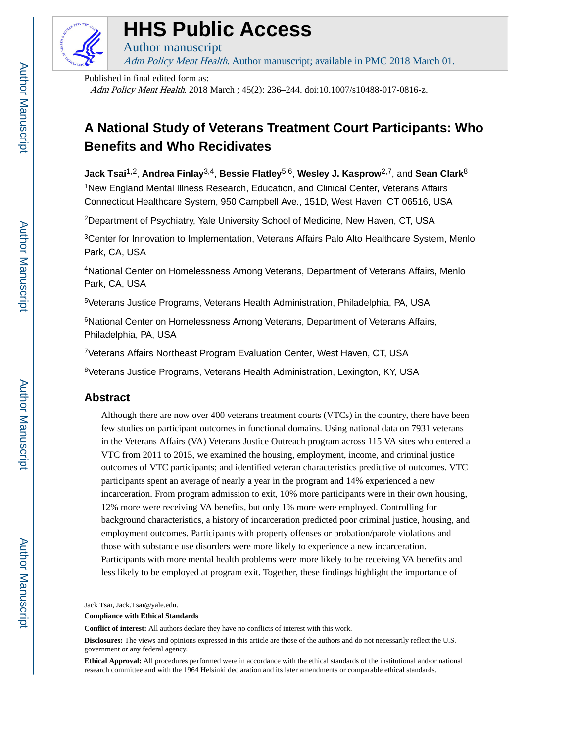# HHS Public Access

Author manuscript

*Adm Policy Ment Health*. Author manuscript; available in PMC 2018 March 01.

Published in final edited form as:

*Adm Policy Ment Health*. 2018 March ; 45(2): 236–244. doi:10.1007/s10488-017-0816-z.

# A National Study of Veterans Treatment Court Participants: Who Benefits and Who Recidivates

**Jack Tsai**[1,2], **Andrea Finlay**[3,4], **Bessie Flatley**[5,6], **Wesley J. Kasprow**[2,7], and **Sean Clark**[8]

[1]New England Mental Illness Research, Education, and Clinical Center, Veterans Affairs Connecticut Healthcare System, 950 Campbell Ave., 151D, West Haven, CT 06516, USA

[2]Department of Psychiatry, Yale University School of Medicine, New Haven, CT, USA

[3]Center for Innovation to Implementation, Veterans Affairs Palo Alto Healthcare System, Menlo Park, CA, USA

[4]National Center on Homelessness Among Veterans, Department of Veterans Affairs, Menlo Park, CA, USA

[5]Veterans Justice Programs, Veterans Health Administration, Philadelphia, PA, USA

[6]National Center on Homelessness Among Veterans, Department of Veterans Affairs, Philadelphia, PA, USA

[7]Veterans Affairs Northeast Program Evaluation Center, West Haven, CT, USA

[8]Veterans Justice Programs, Veterans Health Administration, Lexington, KY, USA

## Abstract

Although there are now over 400 veterans treatment courts (VTCs) in the country, there have been few studies on participant outcomes in functional domains. Using national data on 7931 veterans in the Veterans Affairs (VA) Veterans Justice Outreach program across 115 VA sites who entered a VTC from 2011 to 2015, we examined the housing, employment, income, and criminal justice outcomes of VTC participants; and identified veteran characteristics predictive of outcomes. VTC participants spent an average of nearly a year in the program and 14% experienced a new incarceration. From program admission to exit, 10% more participants were in their own housing, 12% more were receiving VA benefits, but only 1% more were employed. Controlling for background characteristics, a history of incarceration predicted poor criminal justice, housing, and employment outcomes. Participants with property offenses or probation/parole violations and those with substance use disorders were more likely to experience a new incarceration. Participants with more mental health problems were more likely to be receiving VA benefits and less likely to be employed at program exit. Together, these findings highlight the importance of

---

Jack Tsai, Jack.Tsai@yale.edu.

**Compliance with Ethical Standards**

**Conflict of interest:** All authors declare they have no conflicts of interest with this work.

**Disclosures:** The views and opinions expressed in this article are those of the authors and do not necessarily reflect the U.S. government or any federal agency.

**Ethical Approval:** All procedures performed were in accordance with the ethical standards of the institutional and/or national research committee and with the 1964 Helsinki declaration and its later amendments or comparable ethical standards.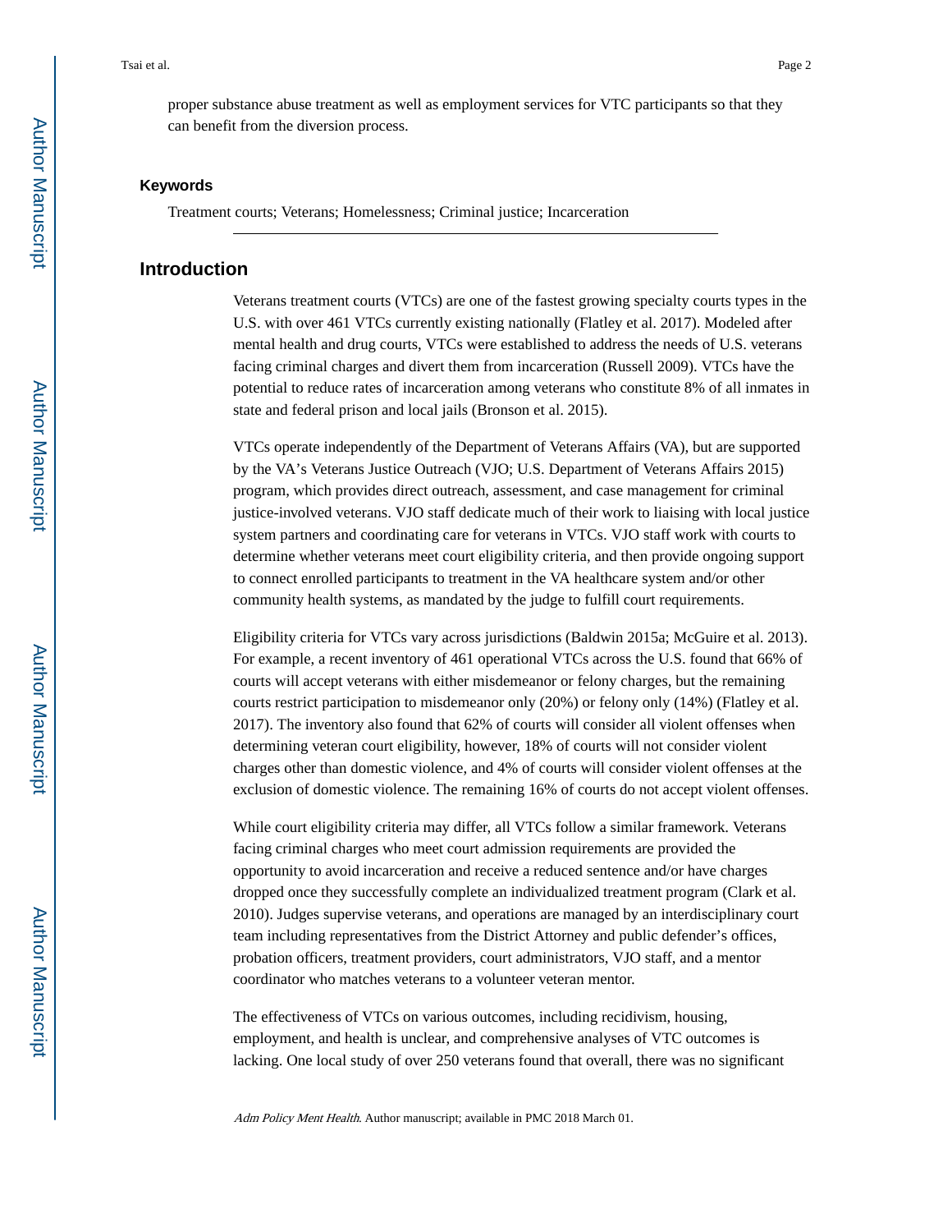proper substance abuse treatment as well as employment services for VTC participants so that they can benefit from the diversion process.

### Keywords

Treatment courts; Veterans; Homelessness; Criminal justice; Incarceration

## Introduction

Veterans treatment courts (VTCs) are one of the fastest growing specialty courts types in the U.S. with over 461 VTCs currently existing nationally (Flatley et al. 2017). Modeled after mental health and drug courts, VTCs were established to address the needs of U.S. veterans facing criminal charges and divert them from incarceration (Russell 2009). VTCs have the potential to reduce rates of incarceration among veterans who constitute 8% of all inmates in state and federal prison and local jails (Bronson et al. 2015).

VTCs operate independently of the Department of Veterans Affairs (VA), but are supported by the VA's Veterans Justice Outreach (VJO; U.S. Department of Veterans Affairs 2015) program, which provides direct outreach, assessment, and case management for criminal justice-involved veterans. VJO staff dedicate much of their work to liaising with local justice system partners and coordinating care for veterans in VTCs. VJO staff work with courts to determine whether veterans meet court eligibility criteria, and then provide ongoing support to connect enrolled participants to treatment in the VA healthcare system and/or other community health systems, as mandated by the judge to fulfill court requirements.

Eligibility criteria for VTCs vary across jurisdictions (Baldwin 2015a; McGuire et al. 2013). For example, a recent inventory of 461 operational VTCs across the U.S. found that 66% of courts will accept veterans with either misdemeanor or felony charges, but the remaining courts restrict participation to misdemeanor only (20%) or felony only (14%) (Flatley et al. 2017). The inventory also found that 62% of courts will consider all violent offenses when determining veteran court eligibility, however, 18% of courts will not consider violent charges other than domestic violence, and 4% of courts will consider violent offenses at the exclusion of domestic violence. The remaining 16% of courts do not accept violent offenses.

While court eligibility criteria may differ, all VTCs follow a similar framework. Veterans facing criminal charges who meet court admission requirements are provided the opportunity to avoid incarceration and receive a reduced sentence and/or have charges dropped once they successfully complete an individualized treatment program (Clark et al. 2010). Judges supervise veterans, and operations are managed by an interdisciplinary court team including representatives from the District Attorney and public defender's offices, probation officers, treatment providers, court administrators, VJO staff, and a mentor coordinator who matches veterans to a volunteer veteran mentor.

The effectiveness of VTCs on various outcomes, including recidivism, housing, employment, and health is unclear, and comprehensive analyses of VTC outcomes is lacking. One local study of over 250 veterans found that overall, there was no significant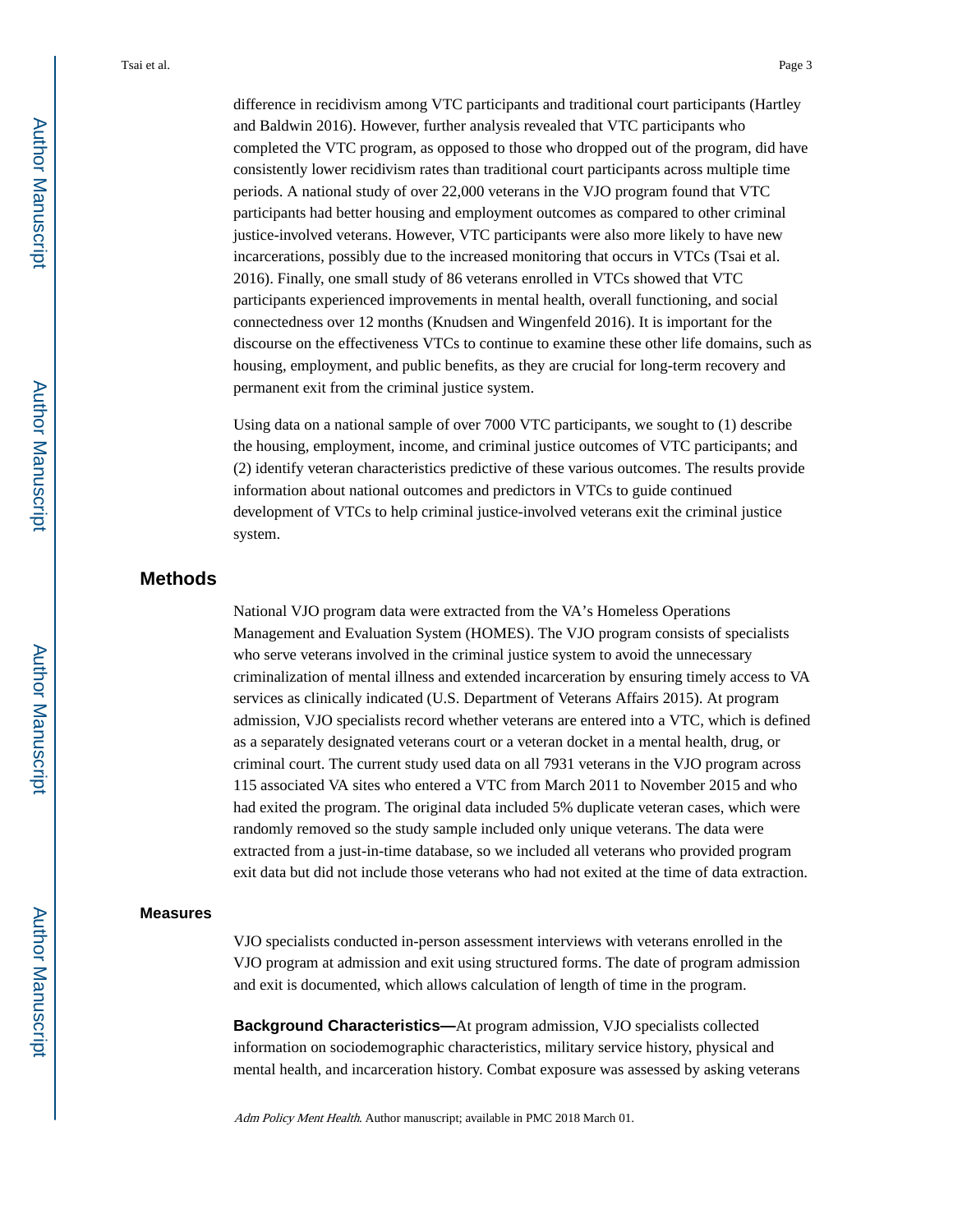difference in recidivism among VTC participants and traditional court participants (Hartley and Baldwin 2016). However, further analysis revealed that VTC participants who completed the VTC program, as opposed to those who dropped out of the program, did have consistently lower recidivism rates than traditional court participants across multiple time periods. A national study of over 22,000 veterans in the VJO program found that VTC participants had better housing and employment outcomes as compared to other criminal justice-involved veterans. However, VTC participants were also more likely to have new incarcerations, possibly due to the increased monitoring that occurs in VTCs (Tsai et al. 2016). Finally, one small study of 86 veterans enrolled in VTCs showed that VTC participants experienced improvements in mental health, overall functioning, and social connectedness over 12 months (Knudsen and Wingenfeld 2016). It is important for the discourse on the effectiveness VTCs to continue to examine these other life domains, such as housing, employment, and public benefits, as they are crucial for long-term recovery and permanent exit from the criminal justice system.

Using data on a national sample of over 7000 VTC participants, we sought to (1) describe the housing, employment, income, and criminal justice outcomes of VTC participants; and (2) identify veteran characteristics predictive of these various outcomes. The results provide information about national outcomes and predictors in VTCs to guide continued development of VTCs to help criminal justice-involved veterans exit the criminal justice system.

## Methods

National VJO program data were extracted from the VA's Homeless Operations Management and Evaluation System (HOMES). The VJO program consists of specialists who serve veterans involved in the criminal justice system to avoid the unnecessary criminalization of mental illness and extended incarceration by ensuring timely access to VA services as clinically indicated (U.S. Department of Veterans Affairs 2015). At program admission, VJO specialists record whether veterans are entered into a VTC, which is defined as a separately designated veterans court or a veteran docket in a mental health, drug, or criminal court. The current study used data on all 7931 veterans in the VJO program across 115 associated VA sites who entered a VTC from March 2011 to November 2015 and who had exited the program. The original data included 5% duplicate veteran cases, which were randomly removed so the study sample included only unique veterans. The data were extracted from a just-in-time database, so we included all veterans who provided program exit data but did not include those veterans who had not exited at the time of data extraction.

### Measures

VJO specialists conducted in-person assessment interviews with veterans enrolled in the VJO program at admission and exit using structured forms. The date of program admission and exit is documented, which allows calculation of length of time in the program.

**Background Characteristics—**At program admission, VJO specialists collected information on sociodemographic characteristics, military service history, physical and mental health, and incarceration history. Combat exposure was assessed by asking veterans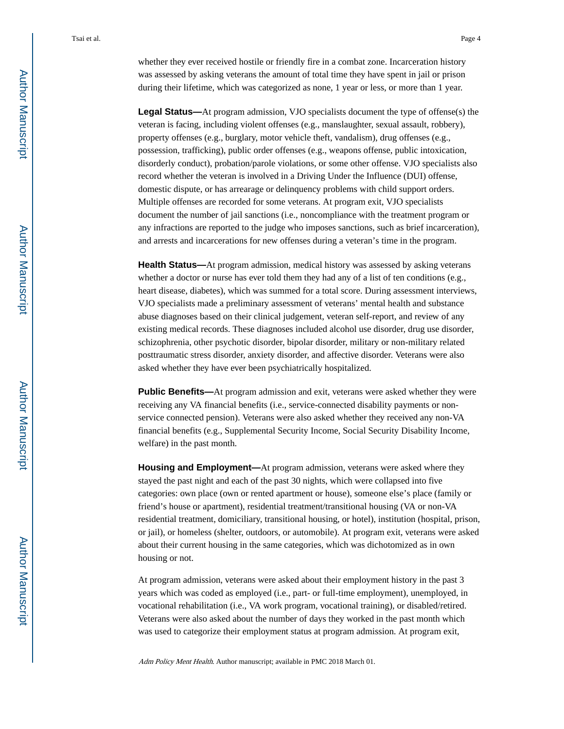whether they ever received hostile or friendly fire in a combat zone. Incarceration history was assessed by asking veterans the amount of total time they have spent in jail or prison during their lifetime, which was categorized as none, 1 year or less, or more than 1 year.

**Legal Status—**At program admission, VJO specialists document the type of offense(s) the veteran is facing, including violent offenses (e.g., manslaughter, sexual assault, robbery), property offenses (e.g., burglary, motor vehicle theft, vandalism), drug offenses (e.g., possession, trafficking), public order offenses (e.g., weapons offense, public intoxication, disorderly conduct), probation/parole violations, or some other offense. VJO specialists also record whether the veteran is involved in a Driving Under the Influence (DUI) offense, domestic dispute, or has arrearage or delinquency problems with child support orders. Multiple offenses are recorded for some veterans. At program exit, VJO specialists document the number of jail sanctions (i.e., noncompliance with the treatment program or any infractions are reported to the judge who imposes sanctions, such as brief incarceration), and arrests and incarcerations for new offenses during a veteran's time in the program.

**Health Status—**At program admission, medical history was assessed by asking veterans whether a doctor or nurse has ever told them they had any of a list of ten conditions (e.g., heart disease, diabetes), which was summed for a total score. During assessment interviews, VJO specialists made a preliminary assessment of veterans' mental health and substance abuse diagnoses based on their clinical judgement, veteran self-report, and review of any existing medical records. These diagnoses included alcohol use disorder, drug use disorder, schizophrenia, other psychotic disorder, bipolar disorder, military or non-military related posttraumatic stress disorder, anxiety disorder, and affective disorder. Veterans were also asked whether they have ever been psychiatrically hospitalized.

**Public Benefits—**At program admission and exit, veterans were asked whether they were receiving any VA financial benefits (i.e., service-connected disability payments or non-service connected pension). Veterans were also asked whether they received any non-VA financial benefits (e.g., Supplemental Security Income, Social Security Disability Income, welfare) in the past month.

**Housing and Employment—**At program admission, veterans were asked where they stayed the past night and each of the past 30 nights, which were collapsed into five categories: own place (own or rented apartment or house), someone else's place (family or friend's house or apartment), residential treatment/transitional housing (VA or non-VA residential treatment, domiciliary, transitional housing, or hotel), institution (hospital, prison, or jail), or homeless (shelter, outdoors, or automobile). At program exit, veterans were asked about their current housing in the same categories, which was dichotomized as in own housing or not.

At program admission, veterans were asked about their employment history in the past 3 years which was coded as employed (i.e., part- or full-time employment), unemployed, in vocational rehabilitation (i.e., VA work program, vocational training), or disabled/retired. Veterans were also asked about the number of days they worked in the past month which was used to categorize their employment status at program admission. At program exit,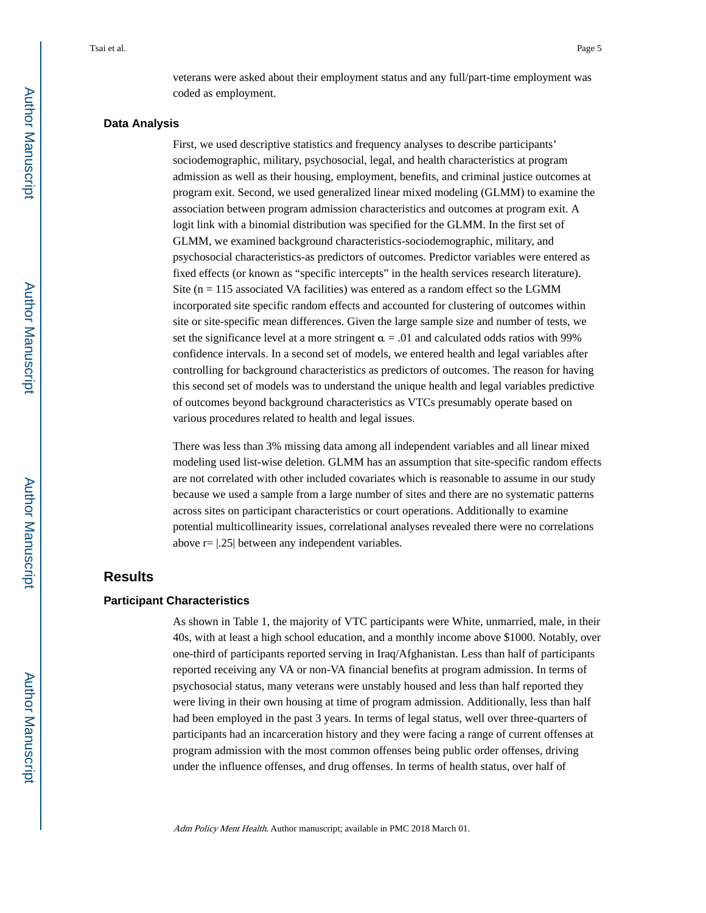veterans were asked about their employment status and any full/part-time employment was coded as employment.

### Data Analysis

First, we used descriptive statistics and frequency analyses to describe participants' sociodemographic, military, psychosocial, legal, and health characteristics at program admission as well as their housing, employment, benefits, and criminal justice outcomes at program exit. Second, we used generalized linear mixed modeling (GLMM) to examine the association between program admission characteristics and outcomes at program exit. A logit link with a binomial distribution was specified for the GLMM. In the first set of GLMM, we examined background characteristics-sociodemographic, military, and psychosocial characteristics-as predictors of outcomes. Predictor variables were entered as fixed effects (or known as "specific intercepts" in the health services research literature). Site (n = 115 associated VA facilities) was entered as a random effect so the LGMM incorporated site specific random effects and accounted for clustering of outcomes within site or site-specific mean differences. Given the large sample size and number of tests, we set the significance level at a more stringent $\alpha = .01$ and calculated odds ratios with 99% confidence intervals. In a second set of models, we entered health and legal variables after controlling for background characteristics as predictors of outcomes. The reason for having this second set of models was to understand the unique health and legal variables predictive of outcomes beyond background characteristics as VTCs presumably operate based on various procedures related to health and legal issues.

There was less than 3% missing data among all independent variables and all linear mixed modeling used list-wise deletion. GLMM has an assumption that site-specific random effects are not correlated with other included covariates which is reasonable to assume in our study because we used a sample from a large number of sites and there are no systematic patterns across sites on participant characteristics or court operations. Additionally to examine potential multicollinearity issues, correlational analyses revealed there were no correlations above $r = |.25|$ between any independent variables.

## Results

### Participant Characteristics

As shown in Table 1, the majority of VTC participants were White, unmarried, male, in their 40s, with at least a high school education, and a monthly income above $1000. Notably, over one-third of participants reported serving in Iraq/Afghanistan. Less than half of participants reported receiving any VA or non-VA financial benefits at program admission. In terms of psychosocial status, many veterans were unstably housed and less than half reported they were living in their own housing at time of program admission. Additionally, less than half had been employed in the past 3 years. In terms of legal status, well over three-quarters of participants had an incarceration history and they were facing a range of current offenses at program admission with the most common offenses being public order offenses, driving under the influence offenses, and drug offenses. In terms of health status, over half of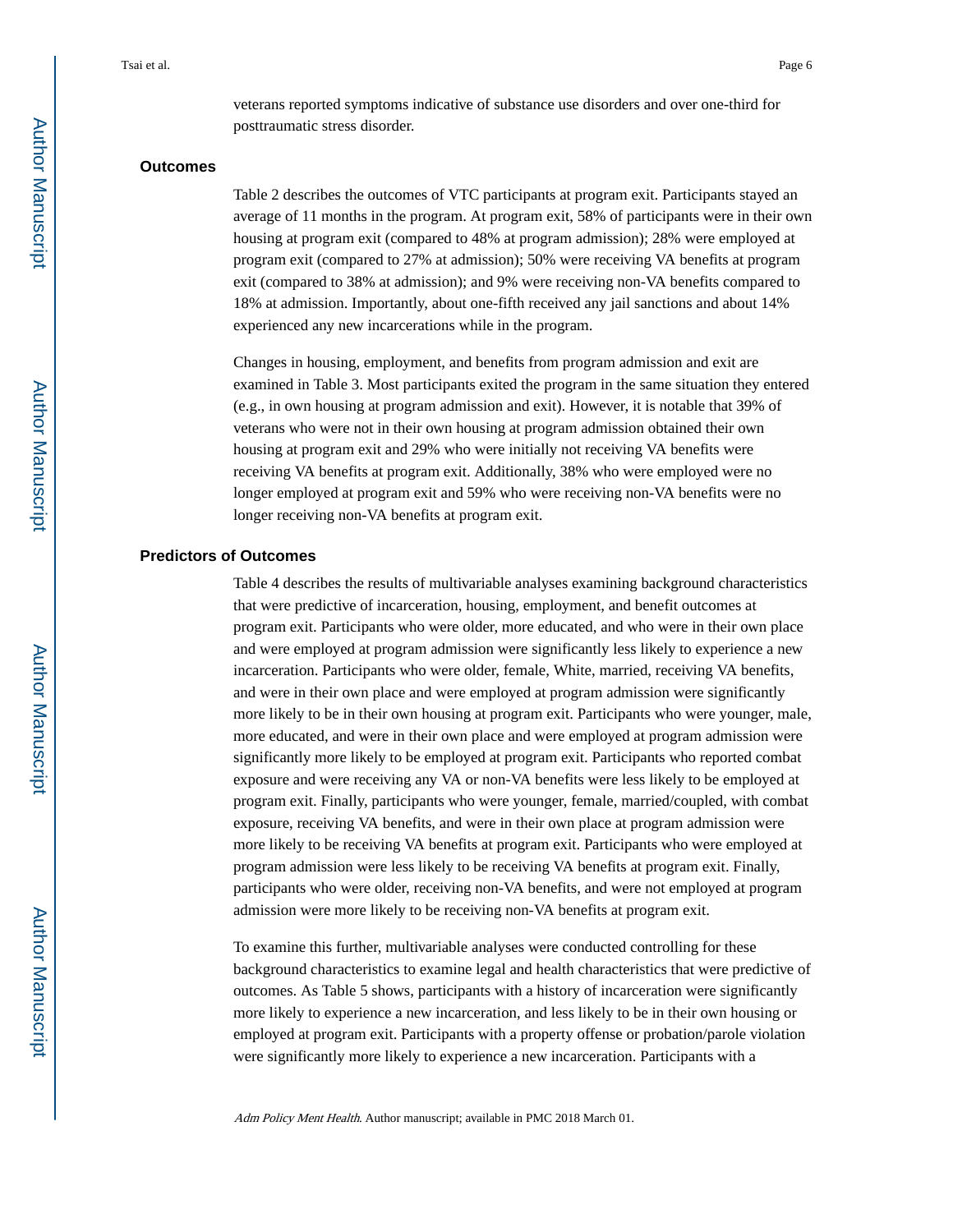veterans reported symptoms indicative of substance use disorders and over one-third for posttraumatic stress disorder.

### Outcomes

Table 2 describes the outcomes of VTC participants at program exit. Participants stayed an average of 11 months in the program. At program exit, 58% of participants were in their own housing at program exit (compared to 48% at program admission); 28% were employed at program exit (compared to 27% at admission); 50% were receiving VA benefits at program exit (compared to 38% at admission); and 9% were receiving non-VA benefits compared to 18% at admission. Importantly, about one-fifth received any jail sanctions and about 14% experienced any new incarcerations while in the program.

Changes in housing, employment, and benefits from program admission and exit are examined in Table 3. Most participants exited the program in the same situation they entered (e.g., in own housing at program admission and exit). However, it is notable that 39% of veterans who were not in their own housing at program admission obtained their own housing at program exit and 29% who were initially not receiving VA benefits were receiving VA benefits at program exit. Additionally, 38% who were employed were no longer employed at program exit and 59% who were receiving non-VA benefits were no longer receiving non-VA benefits at program exit.

### Predictors of Outcomes

Table 4 describes the results of multivariable analyses examining background characteristics that were predictive of incarceration, housing, employment, and benefit outcomes at program exit. Participants who were older, more educated, and who were in their own place and were employed at program admission were significantly less likely to experience a new incarceration. Participants who were older, female, White, married, receiving VA benefits, and were in their own place and were employed at program admission were significantly more likely to be in their own housing at program exit. Participants who were younger, male, more educated, and were in their own place and were employed at program admission were significantly more likely to be employed at program exit. Participants who reported combat exposure and were receiving any VA or non-VA benefits were less likely to be employed at program exit. Finally, participants who were younger, female, married/coupled, with combat exposure, receiving VA benefits, and were in their own place at program admission were more likely to be receiving VA benefits at program exit. Participants who were employed at program admission were less likely to be receiving VA benefits at program exit. Finally, participants who were older, receiving non-VA benefits, and were not employed at program admission were more likely to be receiving non-VA benefits at program exit.

To examine this further, multivariable analyses were conducted controlling for these background characteristics to examine legal and health characteristics that were predictive of outcomes. As Table 5 shows, participants with a history of incarceration were significantly more likely to experience a new incarceration, and less likely to be in their own housing or employed at program exit. Participants with a property offense or probation/parole violation were significantly more likely to experience a new incarceration. Participants with a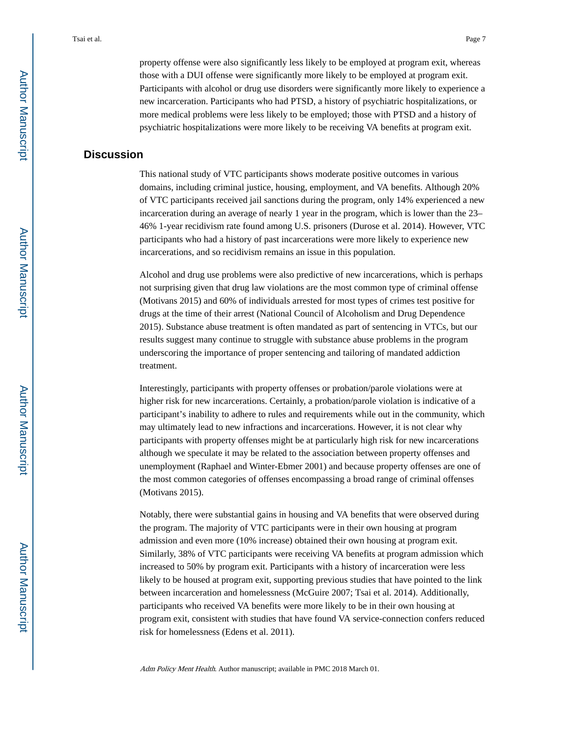property offense were also significantly less likely to be employed at program exit, whereas those with a DUI offense were significantly more likely to be employed at program exit. Participants with alcohol or drug use disorders were significantly more likely to experience a new incarceration. Participants who had PTSD, a history of psychiatric hospitalizations, or more medical problems were less likely to be employed; those with PTSD and a history of psychiatric hospitalizations were more likely to be receiving VA benefits at program exit.

## Discussion

This national study of VTC participants shows moderate positive outcomes in various domains, including criminal justice, housing, employment, and VA benefits. Although 20% of VTC participants received jail sanctions during the program, only 14% experienced a new incarceration during an average of nearly 1 year in the program, which is lower than the 23–46% 1-year recidivism rate found among U.S. prisoners (Durose et al. 2014). However, VTC participants who had a history of past incarcerations were more likely to experience new incarcerations, and so recidivism remains an issue in this population.

Alcohol and drug use problems were also predictive of new incarcerations, which is perhaps not surprising given that drug law violations are the most common type of criminal offense (Motivans 2015) and 60% of individuals arrested for most types of crimes test positive for drugs at the time of their arrest (National Council of Alcoholism and Drug Dependence 2015). Substance abuse treatment is often mandated as part of sentencing in VTCs, but our results suggest many continue to struggle with substance abuse problems in the program underscoring the importance of proper sentencing and tailoring of mandated addiction treatment.

Interestingly, participants with property offenses or probation/parole violations were at higher risk for new incarcerations. Certainly, a probation/parole violation is indicative of a participant's inability to adhere to rules and requirements while out in the community, which may ultimately lead to new infractions and incarcerations. However, it is not clear why participants with property offenses might be at particularly high risk for new incarcerations although we speculate it may be related to the association between property offenses and unemployment (Raphael and Winter-Ebmer 2001) and because property offenses are one of the most common categories of offenses encompassing a broad range of criminal offenses (Motivans 2015).

Notably, there were substantial gains in housing and VA benefits that were observed during the program. The majority of VTC participants were in their own housing at program admission and even more (10% increase) obtained their own housing at program exit. Similarly, 38% of VTC participants were receiving VA benefits at program admission which increased to 50% by program exit. Participants with a history of incarceration were less likely to be housed at program exit, supporting previous studies that have pointed to the link between incarceration and homelessness (McGuire 2007; Tsai et al. 2014). Additionally, participants who received VA benefits were more likely to be in their own housing at program exit, consistent with studies that have found VA service-connection confers reduced risk for homelessness (Edens et al. 2011).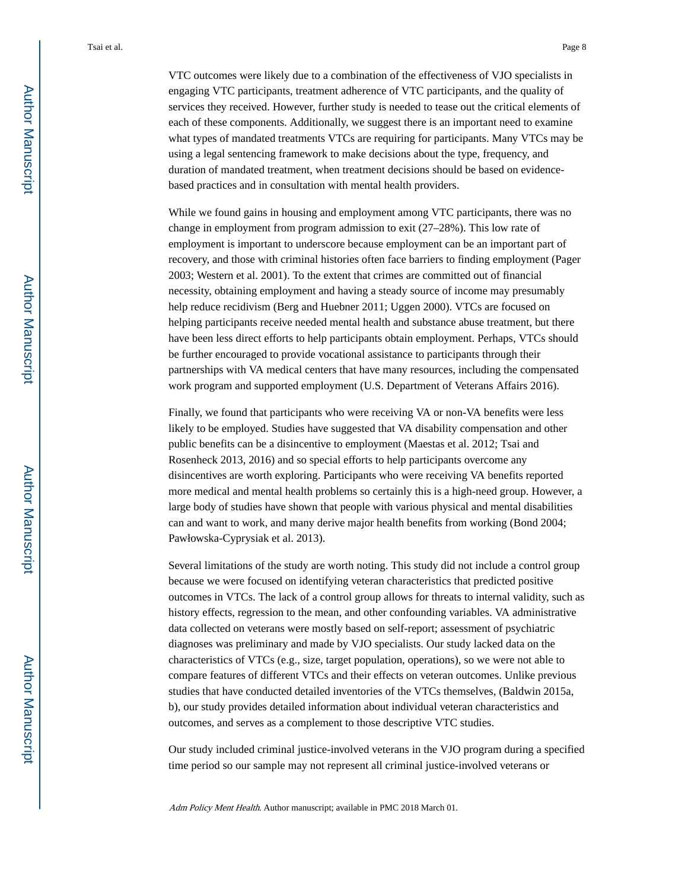VTC outcomes were likely due to a combination of the effectiveness of VJO specialists in engaging VTC participants, treatment adherence of VTC participants, and the quality of services they received. However, further study is needed to tease out the critical elements of each of these components. Additionally, we suggest there is an important need to examine what types of mandated treatments VTCs are requiring for participants. Many VTCs may be using a legal sentencing framework to make decisions about the type, frequency, and duration of mandated treatment, when treatment decisions should be based on evidence-based practices and in consultation with mental health providers.

While we found gains in housing and employment among VTC participants, there was no change in employment from program admission to exit (27–28%). This low rate of employment is important to underscore because employment can be an important part of recovery, and those with criminal histories often face barriers to finding employment (Pager 2003; Western et al. 2001). To the extent that crimes are committed out of financial necessity, obtaining employment and having a steady source of income may presumably help reduce recidivism (Berg and Huebner 2011; Uggen 2000). VTCs are focused on helping participants receive needed mental health and substance abuse treatment, but there have been less direct efforts to help participants obtain employment. Perhaps, VTCs should be further encouraged to provide vocational assistance to participants through their partnerships with VA medical centers that have many resources, including the compensated work program and supported employment (U.S. Department of Veterans Affairs 2016).

Finally, we found that participants who were receiving VA or non-VA benefits were less likely to be employed. Studies have suggested that VA disability compensation and other public benefits can be a disincentive to employment (Maestas et al. 2012; Tsai and Rosenheck 2013, 2016) and so special efforts to help participants overcome any disincentives are worth exploring. Participants who were receiving VA benefits reported more medical and mental health problems so certainly this is a high-need group. However, a large body of studies have shown that people with various physical and mental disabilities can and want to work, and many derive major health benefits from working (Bond 2004; Pawłowska-Cyprysiak et al. 2013).

Several limitations of the study are worth noting. This study did not include a control group because we were focused on identifying veteran characteristics that predicted positive outcomes in VTCs. The lack of a control group allows for threats to internal validity, such as history effects, regression to the mean, and other confounding variables. VA administrative data collected on veterans were mostly based on self-report; assessment of psychiatric diagnoses was preliminary and made by VJO specialists. Our study lacked data on the characteristics of VTCs (e.g., size, target population, operations), so we were not able to compare features of different VTCs and their effects on veteran outcomes. Unlike previous studies that have conducted detailed inventories of the VTCs themselves, (Baldwin 2015a, b), our study provides detailed information about individual veteran characteristics and outcomes, and serves as a complement to those descriptive VTC studies.

Our study included criminal justice-involved veterans in the VJO program during a specified time period so our sample may not represent all criminal justice-involved veterans or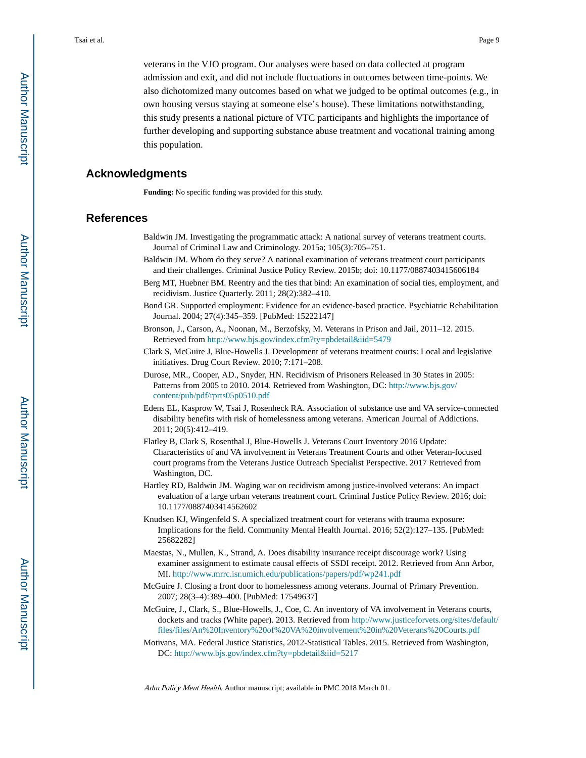veterans in the VJO program. Our analyses were based on data collected at program admission and exit, and did not include fluctuations in outcomes between time-points. We also dichotomized many outcomes based on what we judged to be optimal outcomes (e.g., in own housing versus staying at someone else's house). These limitations notwithstanding, this study presents a national picture of VTC participants and highlights the importance of further developing and supporting substance abuse treatment and vocational training among this population.

## Acknowledgments

**Funding:** No specific funding was provided for this study.

## References

Baldwin JM. Investigating the programmatic attack: A national survey of veterans treatment courts. Journal of Criminal Law and Criminology. 2015a; 105(3):705–751.

Baldwin JM. Whom do they serve? A national examination of veterans treatment court participants and their challenges. Criminal Justice Policy Review. 2015b; doi: 10.1177/0887403415606184

Berg MT, Huebner BM. Reentry and the ties that bind: An examination of social ties, employment, and recidivism. Justice Quarterly. 2011; 28(2):382–410.

Bond GR. Supported employment: Evidence for an evidence-based practice. Psychiatric Rehabilitation Journal. 2004; 27(4):345–359. [PubMed: 15222147]

Bronson, J., Carson, A., Noonan, M., Berzofsky, M. Veterans in Prison and Jail, 2011–12. 2015. Retrieved from http://www.bjs.gov/index.cfm?ty=pbdetail&iid=5479

Clark S, McGuire J, Blue-Howells J. Development of veterans treatment courts: Local and legislative initiatives. Drug Court Review. 2010; 7:171–208.

Durose, MR., Cooper, AD., Snyder, HN. Recidivism of Prisoners Released in 30 States in 2005: Patterns from 2005 to 2010. 2014. Retrieved from Washington, DC: http://www.bjs.gov/content/pub/pdf/rprts05p0510.pdf

Edens EL, Kasprow W, Tsai J, Rosenheck RA. Association of substance use and VA service-connected disability benefits with risk of homelessness among veterans. American Journal of Addictions. 2011; 20(5):412–419.

Flatley B, Clark S, Rosenthal J, Blue-Howells J. Veterans Court Inventory 2016 Update: Characteristics of and VA involvement in Veterans Treatment Courts and other Veteran-focused court programs from the Veterans Justice Outreach Specialist Perspective. 2017 Retrieved from Washington, DC.

Hartley RD, Baldwin JM. Waging war on recidivism among justice-involved veterans: An impact evaluation of a large urban veterans treatment court. Criminal Justice Policy Review. 2016; doi: 10.1177/0887403414562602

Knudsen KJ, Wingenfeld S. A specialized treatment court for veterans with trauma exposure: Implications for the field. Community Mental Health Journal. 2016; 52(2):127–135. [PubMed: 25682282]

Maestas, N., Mullen, K., Strand, A. Does disability insurance receipt discourage work? Using examiner assignment to estimate causal effects of SSDI receipt. 2012. Retrieved from Ann Arbor, MI. http://www.mrrc.isr.umich.edu/publications/papers/pdf/wp241.pdf

McGuire J. Closing a front door to homelessness among veterans. Journal of Primary Prevention. 2007; 28(3–4):389–400. [PubMed: 17549637]

McGuire, J., Clark, S., Blue-Howells, J., Coe, C. An inventory of VA involvement in Veterans courts, dockets and tracks (White paper). 2013. Retrieved from http://www.justiceforvets.org/sites/default/files/files/An%20Inventory%20of%20VA%20involvement%20in%20Veterans%20Courts.pdf

Motivans, MA. Federal Justice Statistics, 2012-Statistical Tables. 2015. Retrieved from Washington, DC: http://www.bjs.gov/index.cfm?ty=pbdetail&iid=5217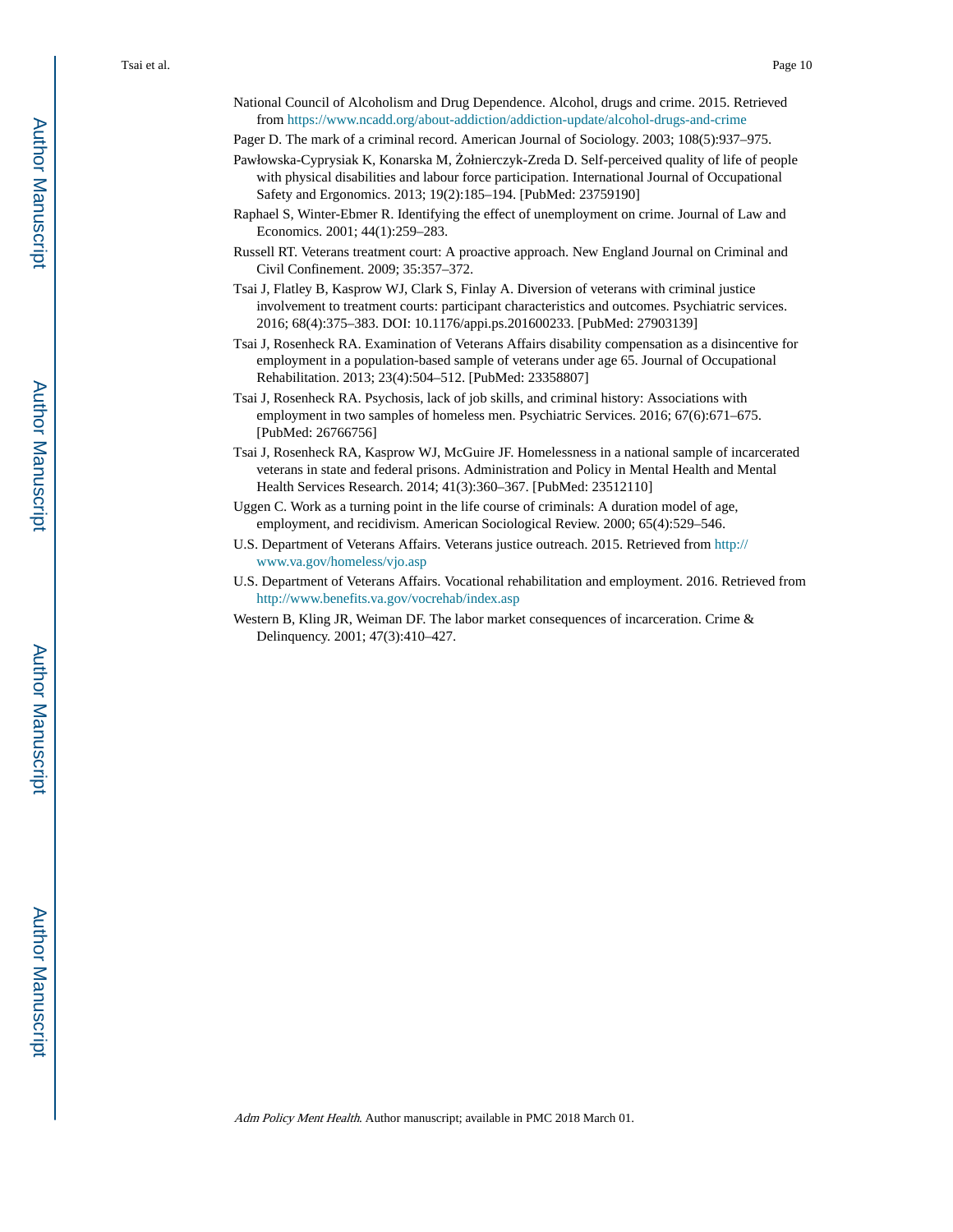National Council of Alcoholism and Drug Dependence. Alcohol, drugs and crime. 2015. Retrieved from https://www.ncadd.org/about-addiction/addiction-update/alcohol-drugs-and-crime

Pager D. The mark of a criminal record. American Journal of Sociology. 2003; 108(5):937–975.

Pawłowska-Cyprysiak K, Konarska M, Żołnierczyk-Zreda D. Self-perceived quality of life of people with physical disabilities and labour force participation. International Journal of Occupational Safety and Ergonomics. 2013; 19(2):185–194. [PubMed: 23759190]

Raphael S, Winter-Ebmer R. Identifying the effect of unemployment on crime. Journal of Law and Economics. 2001; 44(1):259–283.

Russell RT. Veterans treatment court: A proactive approach. New England Journal on Criminal and Civil Confinement. 2009; 35:357–372.

Tsai J, Flatley B, Kasprow WJ, Clark S, Finlay A. Diversion of veterans with criminal justice involvement to treatment courts: participant characteristics and outcomes. Psychiatric services. 2016; 68(4):375–383. DOI: 10.1176/appi.ps.201600233. [PubMed: 27903139]

Tsai J, Rosenheck RA. Examination of Veterans Affairs disability compensation as a disincentive for employment in a population-based sample of veterans under age 65. Journal of Occupational Rehabilitation. 2013; 23(4):504–512. [PubMed: 23358807]

Tsai J, Rosenheck RA. Psychosis, lack of job skills, and criminal history: Associations with employment in two samples of homeless men. Psychiatric Services. 2016; 67(6):671–675. [PubMed: 26766756]

Tsai J, Rosenheck RA, Kasprow WJ, McGuire JF. Homelessness in a national sample of incarcerated veterans in state and federal prisons. Administration and Policy in Mental Health and Mental Health Services Research. 2014; 41(3):360–367. [PubMed: 23512110]

Uggen C. Work as a turning point in the life course of criminals: A duration model of age, employment, and recidivism. American Sociological Review. 2000; 65(4):529–546.

U.S. Department of Veterans Affairs. Veterans justice outreach. 2015. Retrieved from http://www.va.gov/homeless/vjo.asp

U.S. Department of Veterans Affairs. Vocational rehabilitation and employment. 2016. Retrieved from http://www.benefits.va.gov/vocrehab/index.asp

Western B, Kling JR, Weiman DF. The labor market consequences of incarceration. Crime & Delinquency. 2001; 47(3):410–427.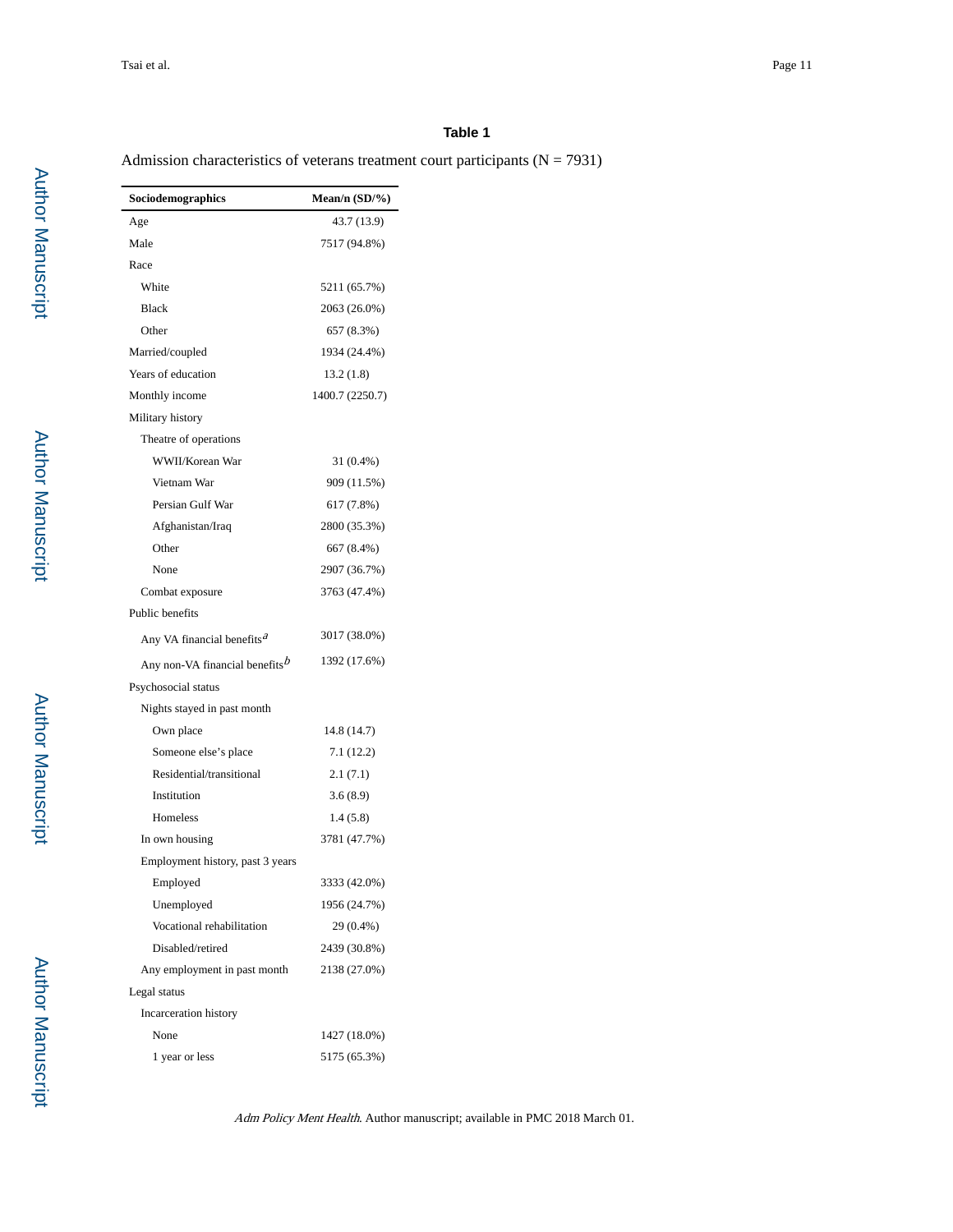**Table 1**

Admission characteristics of veterans treatment court participants (N = 7931)

| Sociodemographics | Mean/n (SD/%) |
|---|---|
| Age | 43.7 (13.9) |
| Male | 7517 (94.8%) |
| Race | |
| White | 5211 (65.7%) |
| Black | 2063 (26.0%) |
| Other | 657 (8.3%) |
| Married/coupled | 1934 (24.4%) |
| Years of education | 13.2 (1.8) |
| Monthly income | 1400.7 (2250.7) |
| Military history | |
| Theatre of operations | |
| WWII/Korean War | 31 (0.4%) |
| Vietnam War | 909 (11.5%) |
| Persian Gulf War | 617 (7.8%) |
| Afghanistan/Iraq | 2800 (35.3%) |
| Other | 667 (8.4%) |
| None | 2907 (36.7%) |
| Combat exposure | 3763 (47.4%) |
| Public benefits | |
| Any VA financial benefits[a] | 3017 (38.0%) |
| Any non-VA financial benefits[b] | 1392 (17.6%) |
| Psychosocial status | |
| Nights stayed in past month | |
| Own place | 14.8 (14.7) |
| Someone else's place | 7.1 (12.2) |
| Residential/transitional | 2.1 (7.1) |
| Institution | 3.6 (8.9) |
| Homeless | 1.4 (5.8) |
| In own housing | 3781 (47.7%) |
| Employment history, past 3 years | |
| Employed | 3333 (42.0%) |
| Unemployed | 1956 (24.7%) |
| Vocational rehabilitation | 29 (0.4%) |
| Disabled/retired | 2439 (30.8%) |
| Any employment in past month | 2138 (27.0%) |
| Legal status | |
| Incarceration history | |
| None | 1427 (18.0%) |
| 1 year or less | 5175 (65.3%) |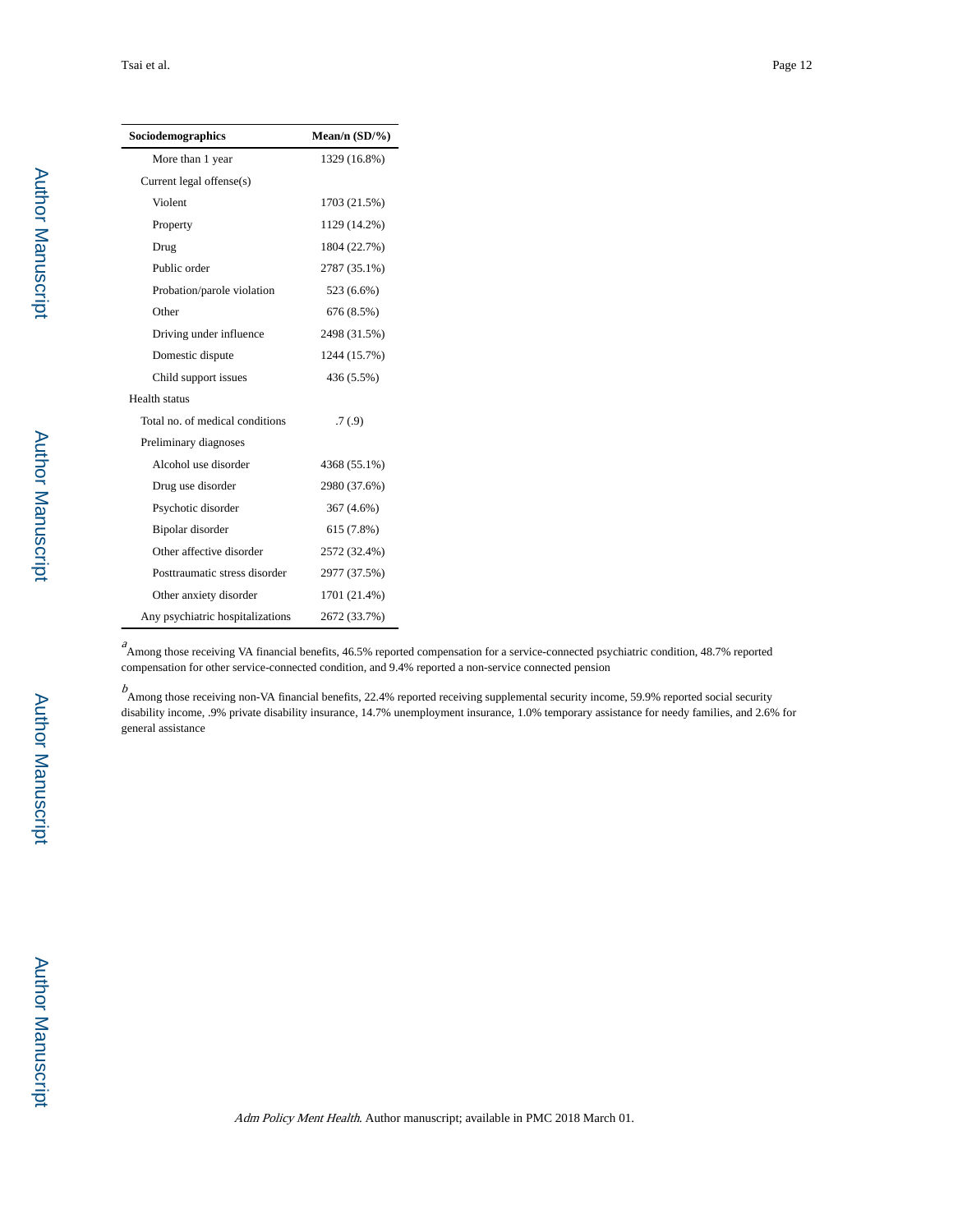| Sociodemographics | Mean/n (SD/%) |
|---|---|
| More than 1 year | 1329 (16.8%) |
| Current legal offense(s) | |
| Violent | 1703 (21.5%) |
| Property | 1129 (14.2%) |
| Drug | 1804 (22.7%) |
| Public order | 2787 (35.1%) |
| Probation/parole violation | 523 (6.6%) |
| Other | 676 (8.5%) |
| Driving under influence | 2498 (31.5%) |
| Domestic dispute | 1244 (15.7%) |
| Child support issues | 436 (5.5%) |
| Health status | |
| Total no. of medical conditions | .7 (.9) |
| Preliminary diagnoses | |
| Alcohol use disorder | 4368 (55.1%) |
| Drug use disorder | 2980 (37.6%) |
| Psychotic disorder | 367 (4.6%) |
| Bipolar disorder | 615 (7.8%) |
| Other affective disorder | 2572 (32.4%) |
| Posttraumatic stress disorder | 2977 (37.5%) |
| Other anxiety disorder | 1701 (21.4%) |
| Any psychiatric hospitalizations | 2672 (33.7%) |

[a] Among those receiving VA financial benefits, 46.5% reported compensation for a service-connected psychiatric condition, 48.7% reported compensation for other service-connected condition, and 9.4% reported a non-service connected pension

[b] Among those receiving non-VA financial benefits, 22.4% reported receiving supplemental security income, 59.9% reported social security disability income, .9% private disability insurance, 14.7% unemployment insurance, 1.0% temporary assistance for needy families, and 2.6% for general assistance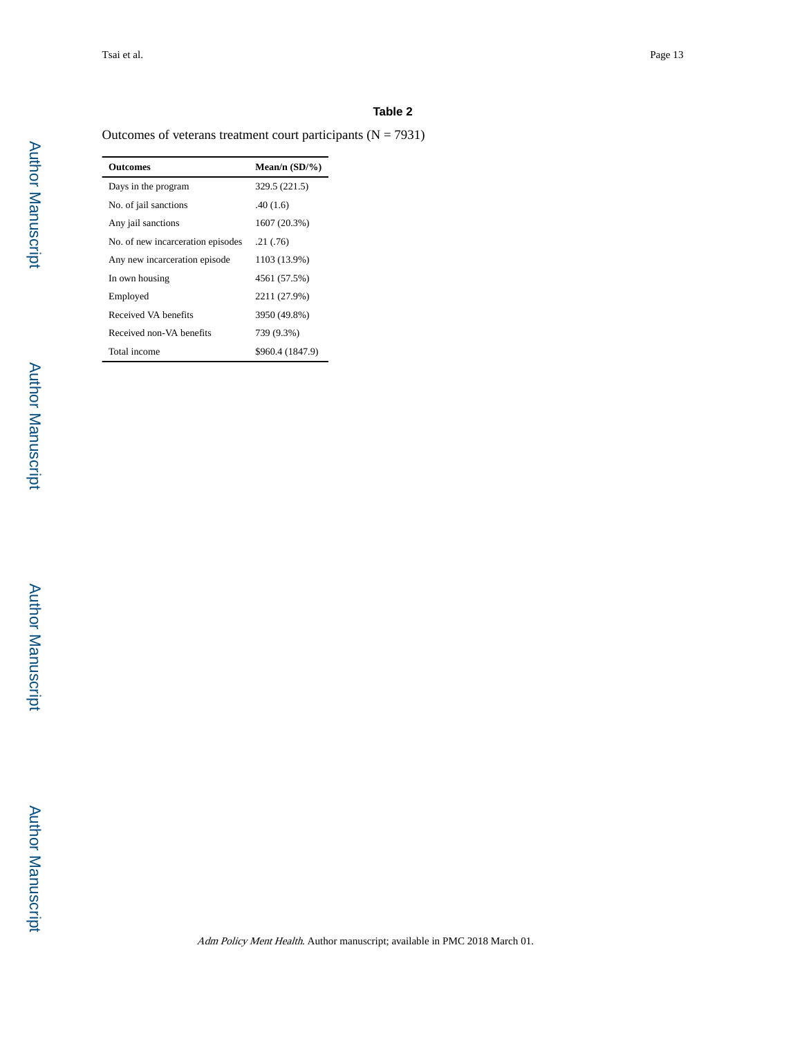**Table 2**

Outcomes of veterans treatment court participants (N = 7931)

| Outcomes | Mean/n (SD/%) |
| --- | --- |
| Days in the program | 329.5 (221.5) |
| No. of jail sanctions | .40 (1.6) |
| Any jail sanctions | 1607 (20.3%) |
| No. of new incarceration episodes | .21 (.76) |
| Any new incarceration episode | 1103 (13.9%) |
| In own housing | 4561 (57.5%) |
| Employed | 2211 (27.9%) |
| Received VA benefits | 3950 (49.8%) |
| Received non-VA benefits | 739 (9.3%) |
| Total income | $960.4 (1847.9) |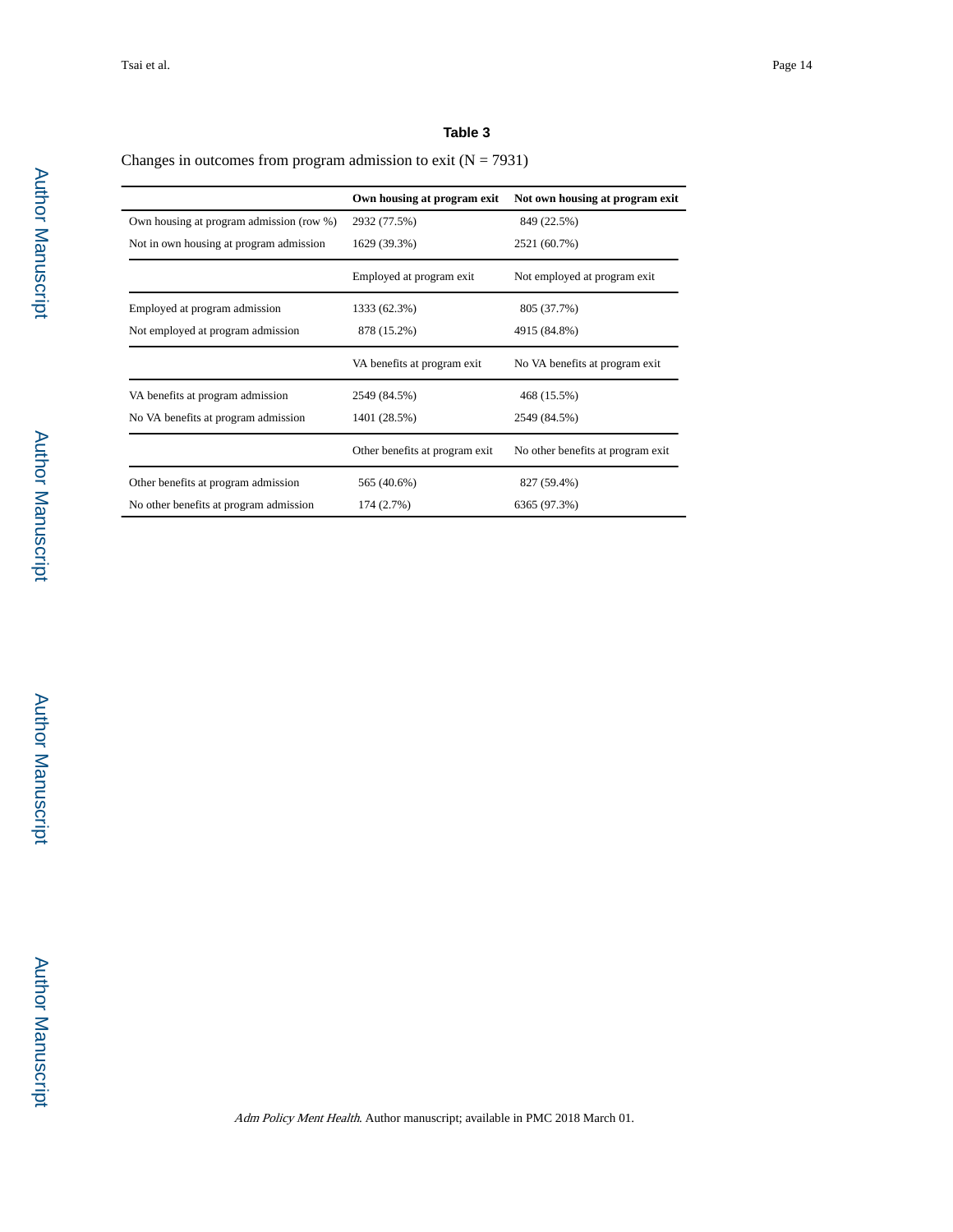**Table 3**

Changes in outcomes from program admission to exit (N = 7931)

| | Own housing at program exit | Not own housing at program exit |
|---|---|---|
| Own housing at program admission (row %) | 2932 (77.5%) | 849 (22.5%) |
| Not in own housing at program admission | 1629 (39.3%) | 2521 (60.7%) |
| | Employed at program exit | Not employed at program exit |
| Employed at program admission | 1333 (62.3%) | 805 (37.7%) |
| Not employed at program admission | 878 (15.2%) | 4915 (84.8%) |
| | VA benefits at program exit | No VA benefits at program exit |
| VA benefits at program admission | 2549 (84.5%) | 468 (15.5%) |
| No VA benefits at program admission | 1401 (28.5%) | 2549 (84.5%) |
| | Other benefits at program exit | No other benefits at program exit |
| Other benefits at program admission | 565 (40.6%) | 827 (59.4%) |
| No other benefits at program admission | 174 (2.7%) | 6365 (97.3%) |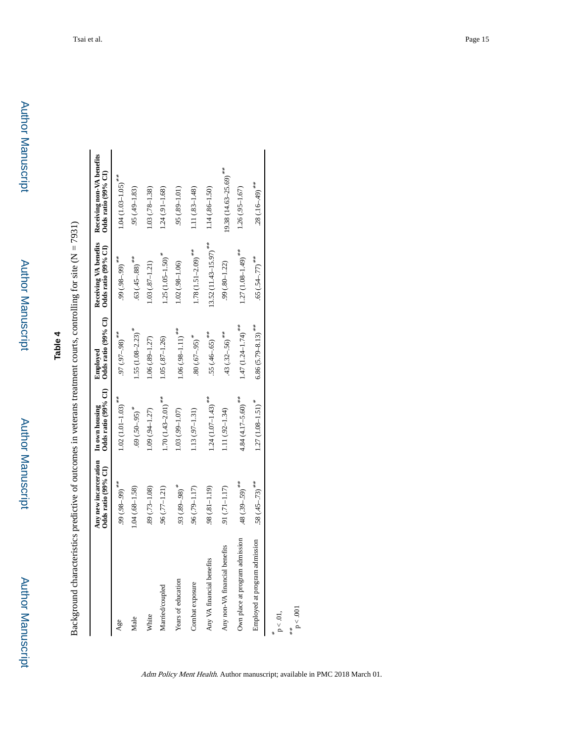**Table 4**

Background characteristics predictive of outcomes in veterans treatment courts, controlling for site (N = 7931)

| | Any new incarceration Odds ratio (99% CI) | In own housing Odds ratio (99% CI) | Employed Odds ratio (99% CI) | Receiving VA benefits Odds ratio (99% CI) | Receiving non-VA benefits Odds ratio (99% CI) |
|---|---|---|---|---|---|
| Age | .99 (.98–.99)** | 1.02 (1.01–1.03)** | .97 (.97–.98)** | .99 (.98–.99)** | 1.04 (1.03–1.05)** |
| Male | 1.04 (.68–1.58) | .69 (.50–.95)* | 1.55 (1.08–2.23)* | .63 (.45–.88)** | .95 (.49–1.83) |
| White | .89 (.73–1.08) | 1.09 (.94–1.27) | 1.06 (.89–1.27) | 1.03 (.87–1.21) | 1.03 (.78–1.38) |
| Married/coupled | .96 (.77–1.21) | 1.70 (1.43–2.01)** | 1.05 (.87–1.26) | 1.25 (1.05–1.50)* | 1.24 (.91–1.68) |
| Years of education | .93 (.89–.98)* | 1.03 (.99–1.07) | 1.06 (.98–1.11)** | 1.02 (.98–1.06) | .95 (.89–1.01) |
| Combat exposure | .96 (.79–1.17) | 1.13 (.97–1.31) | .80 (.67–.95)* | 1.78 (1.51–2.09)** | 1.11 (.83–1.48) |
| Any VA financial benefits | .98 (.81–1.19) | 1.24 (1.07–1.43)** | .55 (.46–.65)** | 13.52 (11.43–15.97)** | 1.14 (.86–1.50) |
| Any non-VA financial benefits | .91 (.71–1.17) | 1.11 (.92–1.34) | .43 (.32–.56)** | .99 (.80–1.22) | 19.38 (14.63–25.69)** |
| Own place at program admission | .48 (.39–.59)** | 4.84 (4.17–5.60)** | 1.47 (1.24–1.74)** | 1.27 (1.08–1.49)** | 1.26 (.95–1.67) |
| Employed at program admission | .58 (.45–.73)** | 1.27 (1.08–1.51)* | 6.86 (5.79–8.13)** | .65 (.54–.77)** | .28 (.16–.49)** |

\* $p < .01$,

\*\* $p < .001$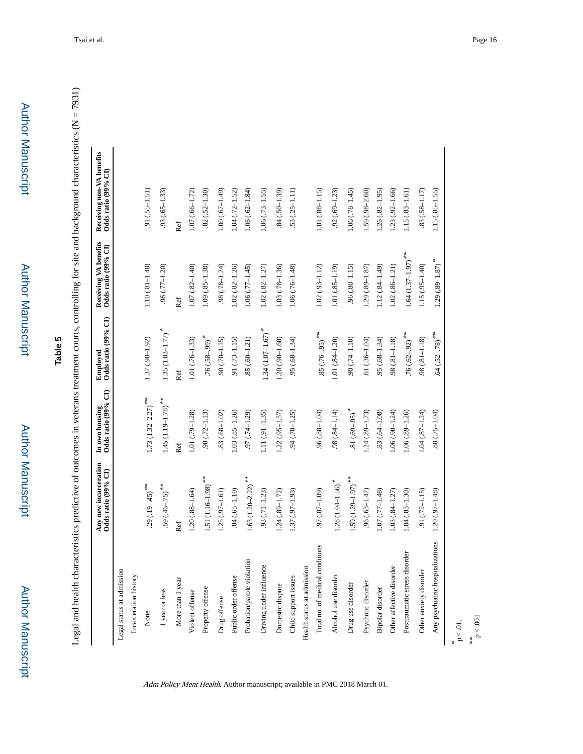# Table 5

Legal and health characteristics predictive of outcomes in veterans treatment courts, controlling for site and background characteristics (N = 7931)

| | Any new incarceration Odds ratio (99% CI) | In own housing Odds ratio (99% CI) | Employed Odds ratio (99% CI) | Receiving VA benefits Odds ratio (99% CI) | Receiving non-VA benefits Odds ratio (99% CI) |
|---|---|---|---|---|---|
| Legal status at admission | | | | | |
| Incarceration history | | | | | |
| None | .29 (.19–.45)** | 1.73 (1.32–2.27)** | 1.37 (.98–1.92) | 1.10 (.81–1.48) | .91 (.55–1.51) |
| 1 year or less | .59 (.46–.75)** | 1.45 (1.19–1.78)** | 1.35 (1.03–1.77)* | .96 (.77–1.20) | .93 (.65–1.33) |
| More than 1 year | Ref | Ref | Ref | Ref | Ref |
| Violent offense | 1.20 (.88–1.64) | 1.01 (.79–1.28) | 1.01 (.76–1.33) | 1.07 (.82–1.40) | 1.07 (.66–1.72) |
| Property offense | 1.51 (1.16–1.98)** | .90 (.72–1.13) | .76 (.58–.99)* | 1.09 (.85–1.38) | .82 (.52–1.30) |
| Drug offense | 1.25 (.97–1.61) | .83 (.68–1.02) | .90 (.70–1.15) | .98 (.78–1.24) | 1.00 (.67–1.49) |
| Public order offense | .84 (.65–1.10) | 1.03 (.85–1.26) | .91 (.73–1.15) | 1.02 (.82–1.26) | 1.04 (.72–1.52) |
| Probation/parole violation | 1.63 (1.20–2.22)** | .97 (.74–1.29) | .85 (.60–1.21) | 1.06 (.77–1.45) | 1.06 (.62–1.84) |
| Driving under influence | .93 (.71–1.23) | 1.11 (.91–1.35) | 1.34 (1.07–1.67)* | 1.02 (.82–1.27) | 1.06 (.73–1.55) |
| Domestic dispute | 1.24 (.89–1.72) | 1.22 (.95–1.57) | 1.20 (.90–1.60) | 1.03 (.78–1.36) | .84 (.50–1.39) |
| Child support issues | 1.37 (.97–1.93) | .94 (.70–1.25) | .95 (.68–1.34) | 1.06 (.76–1.48) | .53 (.25–1.11) |
| Health status at admission | | | | | |
| Total no. of medical conditions | .97 (.87–1.09) | .96 (.88–1.04) | .85 (.76–.95)** | 1.02 (.93–1.12) | 1.01 (.88–1.15) |
| Alcohol use disorder | 1.28 (1.04–1.56)* | .98 (.84–1.14) | 1.01 (.84–1.20) | 1.01 (.85–1.19) | .92 (.69–1.23) |
| Drug use disorder | 1.59 (1.29–1.97)** | .81 (.69–.95)* | .90 (.74–1.10) | .96 (.80–1.15) | 1.06 (.78–1.45) |
| Psychotic disorder | .96 (.63–1.47) | 1.24 (.89–1.73) | .61 (.36–1.04) | 1.29 (.89–1.87) | 1.59 (.98–2.60) |
| Bipolar disorder | 1.07 (.77–1.48) | .83 (.64–1.08) | .95 (.68–1.34) | 1.12 (.84–1.49) | 1.26 (.82–1.95) |
| Other affective disorder | 1.03 (.84–1.27) | 1.06 (.90–1.24) | .98 (.81–1.18) | 1.02 (.86–1.21) | 1.23 (.92–1.66) |
| Posttraumatic stress disorder | 1.04 (.83–1.30) | 1.06 (.89–1.26) | .76 (.62–.92)** | 1.64 (1.37–1.97)** | 1.15 (.83–1.61) |
| Other anxiety disorder | .91 (.72–1.15) | 1.04 (.87–1.24) | .98 (.81–1.18) | 1.15 (.95–1.40) | .83 (.58–1.17) |
| Any psychiatric hospitalizations | 1.20 (.97–1.48) | .88 (.75–1.04) | .64 (.52–.78)** | 1.29 (.89–1.87)* | 1.15 (.85–1.55) |

\* $p < .01$,

\** $p < .001$